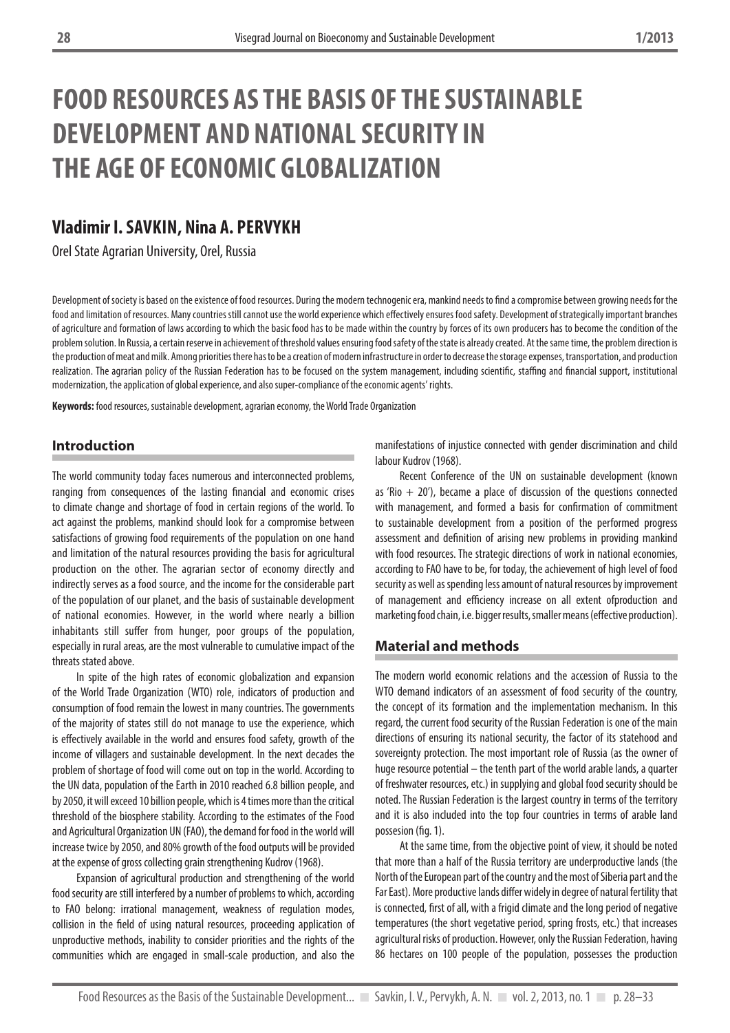# FOOD RESOURCES AS THE BASIS OF THE SUSTAINABLE DEVELOPMENT AND NATIONAL SECURITY IN THE AGE OF ECONOMIC GLOBALIZATION

## Vladimir I. SAVKIN, Nina A. PERVYKH

Orel State Agrarian University, Orel, Russia

Development of society is based on the existence of food resources. During the modern technogenic era, mankind needs to find a compromise between growing needs for the food and limitation of resources. Many countries still cannot use the world experience which effectively ensures food safety. Development of strategically important branches of agriculture and formation of laws according to which the basic food has to be made within the country by forces of its own producers has to become the condition of the problem solution. In Russia, a certain reserve in achievement of threshold values ensuring food safety of the state is already created. At the same time, the problem direction is the production of meat and milk. Among priorities there has to be a creation of modern infrastructure in order to decrease the storage expenses, transportation, and production realization. The agrarian policy of the Russian Federation has to be focused on the system management, including scientific, staffing and financial support, institutional modernization, the application of global experience, and also super-compliance of the economic agents' rights.

**Keywords:** food resources, sustainable development, agrarian economy, the World Trade Organization

## Introduction

The world community today faces numerous and interconnected problems, ranging from consequences of the lasting financial and economic crises to climate change and shortage of food in certain regions of the world. To act against the problems, mankind should look for a compromise between satisfactions of growing food requirements of the population on one hand and limitation of the natural resources providing the basis for agricultural production on the other. The agrarian sector of economy directly and indirectly serves as a food source, and the income for the considerable part of the population of our planet, and the basis of sustainable development of national economies. However, in the world where nearly a billion inhabitants still suffer from hunger, poor groups of the population, especially in rural areas, are the most vulnerable to cumulative impact of the threats stated above.

In spite of the high rates of economic globalization and expansion of the World Trade Organization (WTO) role, indicators of production and consumption of food remain the lowest in many countries. The governments of the majority of states still do not manage to use the experience, which is effectively available in the world and ensures food safety, growth of the income of villagers and sustainable development. In the next decades the problem of shortage of food will come out on top in the world. According to the UN data, population of the Earth in 2010 reached 6.8 billion people, and by 2050, it will exceed 10 billion people, which is 4 times more than the critical threshold of the biosphere stability. According to the estimates of the Food and Agricultural Organization UN (FAO), the demand for food in the world will increase twice by 2050, and 80% growth of the food outputs will be provided at the expense of gross collecting grain strengthening Kudrov (1968).

Expansion of agricultural production and strengthening of the world food security are still interfered by a number of problems to which, according to FAO belong: irrational management, weakness of regulation modes, collision in the field of using natural resources, proceeding application of unproductive methods, inability to consider priorities and the rights of the communities which are engaged in small-scale production, and also the manifestations of injustice connected with gender discrimination and child labour Kudrov (1968).

Recent Conference of the UN on sustainable development (known as 'Rio + 20'), became a place of discussion of the questions connected with management, and formed a basis for confirmation of commitment to sustainable development from a position of the performed progress assessment and definition of arising new problems in providing mankind with food resources. The strategic directions of work in national economies, according to FAO have to be, for today, the achievement of high level of food security as well as spending less amount of natural resources by improvement of management and efficiency increase on all extent ofproduction and marketing food chain, i.e. bigger results, smaller means (effective production).

## Material and methods

The modern world economic relations and the accession of Russia to the WTO demand indicators of an assessment of food security of the country, the concept of its formation and the implementation mechanism. In this regard, the current food security of the Russian Federation is one of the main directions of ensuring its national security, the factor of its statehood and sovereignty protection. The most important role of Russia (as the owner of huge resource potential – the tenth part of the world arable lands, a quarter of freshwater resources, etc.) in supplying and global food security should be noted. The Russian Federation is the largest country in terms of the territory and it is also included into the top four countries in terms of arable land possesion (fig. 1).

At the same time, from the objective point of view, it should be noted that more than a half of the Russia territory are underproductive lands (the North of the European part of the country and the most of Siberia part and the Far East). More productive lands differ widely in degree of natural fertility that is connected, first of all, with a frigid climate and the long period of negative temperatures (the short vegetative period, spring frosts, etc.) that increases agricultural risks of production. However, only the Russian Federation, having 86 hectares on 100 people of the population, possesses the production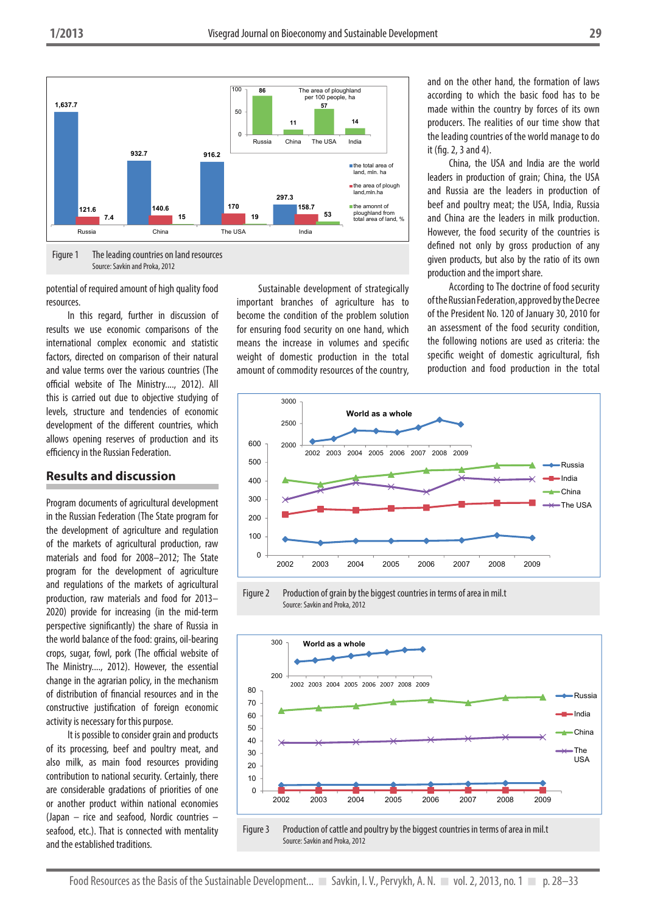Figure 1 The leading countries on land resources
Source: Savkin and Proka, 2012

potential of required amount of high quality food resources.

In this regard, further in discussion of results we use economic comparisons of the international complex economic and statistic factors, directed on comparison of their natural and value terms over the various countries (The official website of The Ministry...., 2012). All this is carried out due to objective studying of levels, structure and tendencies of economic development of the different countries, which allows opening reserves of production and its efficiency in the Russian Federation.

## Results and discussion

Program documents of agricultural development in the Russian Federation (The State program for the development of agriculture and regulation of the markets of agricultural production, raw materials and food for 2008–2012; The State program for the development of agriculture and regulations of the markets of agricultural production, raw materials and food for 2013–2020) provide for increasing (in the mid-term perspective significantly) the share of Russia in the world balance of the food: grains, oil-bearing crops, sugar, fowl, pork (The official website of The Ministry...., 2012). However, the essential change in the agrarian policy, in the mechanism of distribution of financial resources and in the constructive justification of foreign economic activity is necessary for this purpose.

It is possible to consider grain and products of its processing, beef and poultry meat, and also milk, as main food resources providing contribution to national security. Certainly, there are considerable gradations of priorities of one or another product within national economies (Japan – rice and seafood, Nordic countries – seafood, etc.). That is connected with mentality and the established traditions.

Sustainable development of strategically important branches of agriculture has to become the condition of the problem solution for ensuring food security on one hand, which means the increase in volumes and specific weight of domestic production in the total amount of commodity resources of the country, and on the other hand, the formation of laws according to which the basic food has to be made within the country by forces of its own producers. The realities of our time show that the leading countries of the world manage to do it (fig. 2, 3 and 4).

China, the USA and India are the world leaders in production of grain; China, the USA and Russia are the leaders in production of beef and poultry meat; the USA, India, Russia and China are the leaders in milk production. However, the food security of the countries is defined not only by gross production of any given products, but also by the ratio of its own production and the import share.

According to The doctrine of food security of the Russian Federation, approved by the Decree of the President No. 120 of January 30, 2010 for an assessment of the food security condition, the following notions are used as criteria: the specific weight of domestic agricultural, fish production and food production in the total

Figure 2 Production of grain by the biggest countries in terms of area in mil.t
Source: Savkin and Proka, 2012

Figure 3 Production of cattle and poultry by the biggest countries in terms of area in mil.t
Source: Savkin and Proka, 2012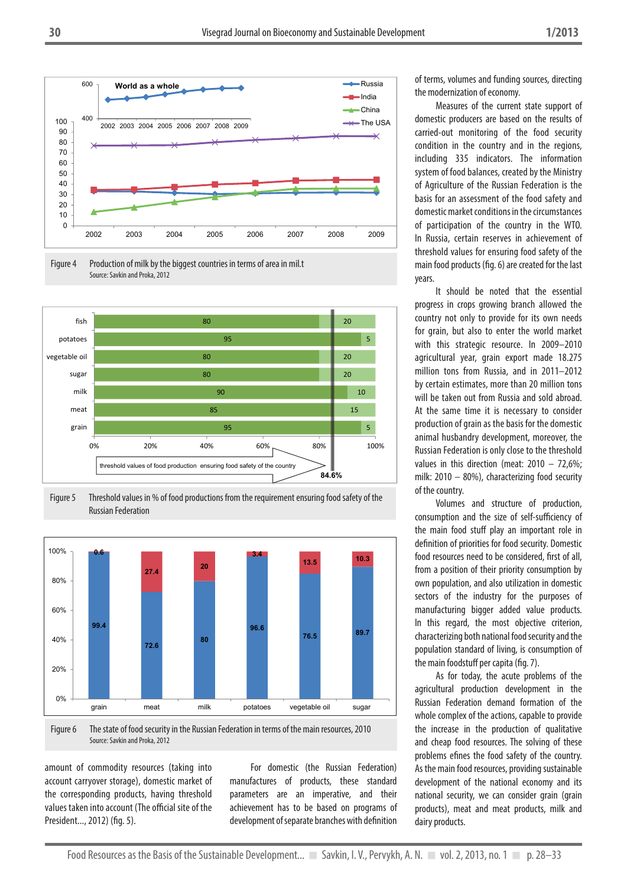Figure 4 Production of milk by the biggest countries in terms of area in mil.t
Source: Savkin and Proka, 2012

Figure 5 Threshold values in % of food productions from the requirement ensuring food safety of the Russian Federation

Figure 6 The state of food security in the Russian Federation in terms of the main resources, 2010
Source: Savkin and Proka, 2012

amount of commodity resources (taking into account carryover storage), domestic market of the corresponding products, having threshold values taken into account (The official site of the President..., 2012) (fig. 5).

For domestic (the Russian Federation) manufactures of products, these standard parameters are an imperative, and their achievement has to be based on programs of development of separate branches with definition of terms, volumes and funding sources, directing the modernization of economy.

Measures of the current state support of domestic producers are based on the results of carried-out monitoring of the food security condition in the country and in the regions, including 335 indicators. The information system of food balances, created by the Ministry of Agriculture of the Russian Federation is the basis for an assessment of the food safety and domestic market conditions in the circumstances of participation of the country in the WTO. In Russia, certain reserves in achievement of threshold values for ensuring food safety of the main food products (fig. 6) are created for the last years.

It should be noted that the essential progress in crops growing branch allowed the country not only to provide for its own needs for grain, but also to enter the world market with this strategic resource. In 2009–2010 agricultural year, grain export made 18.275 million tons from Russia, and in 2011–2012 by certain estimates, more than 20 million tons will be taken out from Russia and sold abroad. At the same time it is necessary to consider production of grain as the basis for the domestic animal husbandry development, moreover, the Russian Federation is only close to the threshold values in this direction (meat: 2010 – 72,6%; milk: 2010 – 80%), characterizing food security of the country.

Volumes and structure of production, consumption and the size of self-sufficiency of the main food stuff play an important role in definition of priorities for food security. Domestic food resources need to be considered, first of all, from a position of their priority consumption by own population, and also utilization in domestic sectors of the industry for the purposes of manufacturing bigger added value products. In this regard, the most objective criterion, characterizing both national food security and the population standard of living, is consumption of the main foodstuff per capita (fig. 7).

As for today, the acute problems of the agricultural production development in the Russian Federation demand formation of the whole complex of the actions, capable to provide the increase in the production of qualitative and cheap food resources. The solving of these problems efines the food safety of the country. As the main food resources, providing sustainable development of the national economy and its national security, we can consider grain (grain products), meat and meat products, milk and dairy products.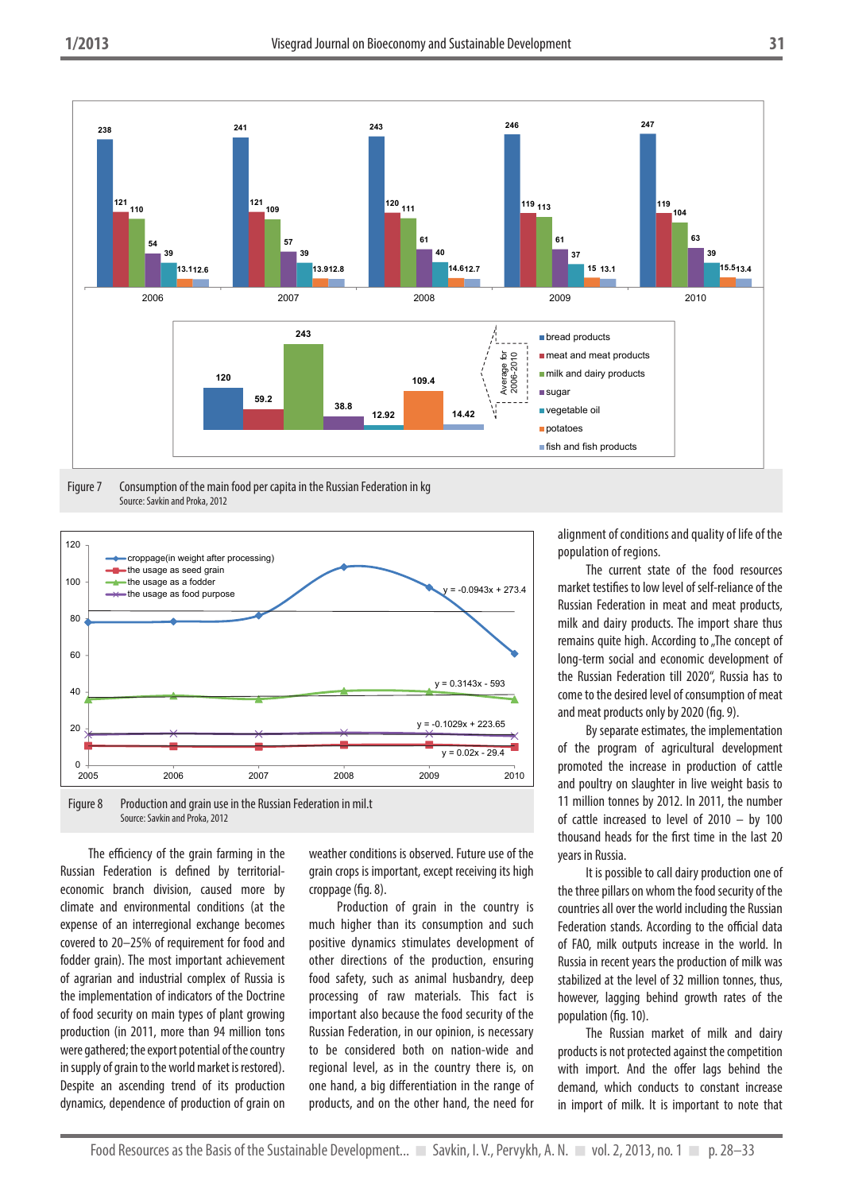Figure 7 Consumption of the main food per capita in the Russian Federation in kg
Source: Savkin and Proka, 2012

Figure 8 Production and grain use in the Russian Federation in mil.t
Source: Savkin and Proka, 2012

The efficiency of the grain farming in the Russian Federation is defined by territorial-economic branch division, caused more by climate and environmental conditions (at the expense of an interregional exchange becomes covered to 20–25% of requirement for food and fodder grain). The most important achievement of agrarian and industrial complex of Russia is the implementation of indicators of the Doctrine of food security on main types of plant growing production (in 2011, more than 94 million tons were gathered; the export potential of the country in supply of grain to the world market is restored). Despite an ascending trend of its production dynamics, dependence of production of grain on weather conditions is observed. Future use of the grain crops is important, except receiving its high croppage (fig. 8).

Production of grain in the country is much higher than its consumption and such positive dynamics stimulates development of other directions of the production, ensuring food safety, such as animal husbandry, deep processing of raw materials. This fact is important also because the food security of the Russian Federation, in our opinion, is necessary to be considered both on nation-wide and regional level, as in the country there is, on one hand, a big differentiation in the range of products, and on the other hand, the need for alignment of conditions and quality of life of the population of regions.

The current state of the food resources market testifies to low level of self-reliance of the Russian Federation in meat and meat products, milk and dairy products. The import share thus remains quite high. According to „The concept of long-term social and economic development of the Russian Federation till 2020", Russia has to come to the desired level of consumption of meat and meat products only by 2020 (fig. 9).

By separate estimates, the implementation of the program of agricultural development promoted the increase in production of cattle and poultry on slaughter in live weight basis to 11 million tonnes by 2012. In 2011, the number of cattle increased to level of 2010 – by 100 thousand heads for the first time in the last 20 years in Russia.

It is possible to call dairy production one of the three pillars on whom the food security of the countries all over the world including the Russian Federation stands. According to the official data of FAO, milk outputs increase in the world. In Russia in recent years the production of milk was stabilized at the level of 32 million tonnes, thus, however, lagging behind growth rates of the population (fig. 10).

The Russian market of milk and dairy products is not protected against the competition with import. And the offer lags behind the demand, which conducts to constant increase in import of milk. It is important to note that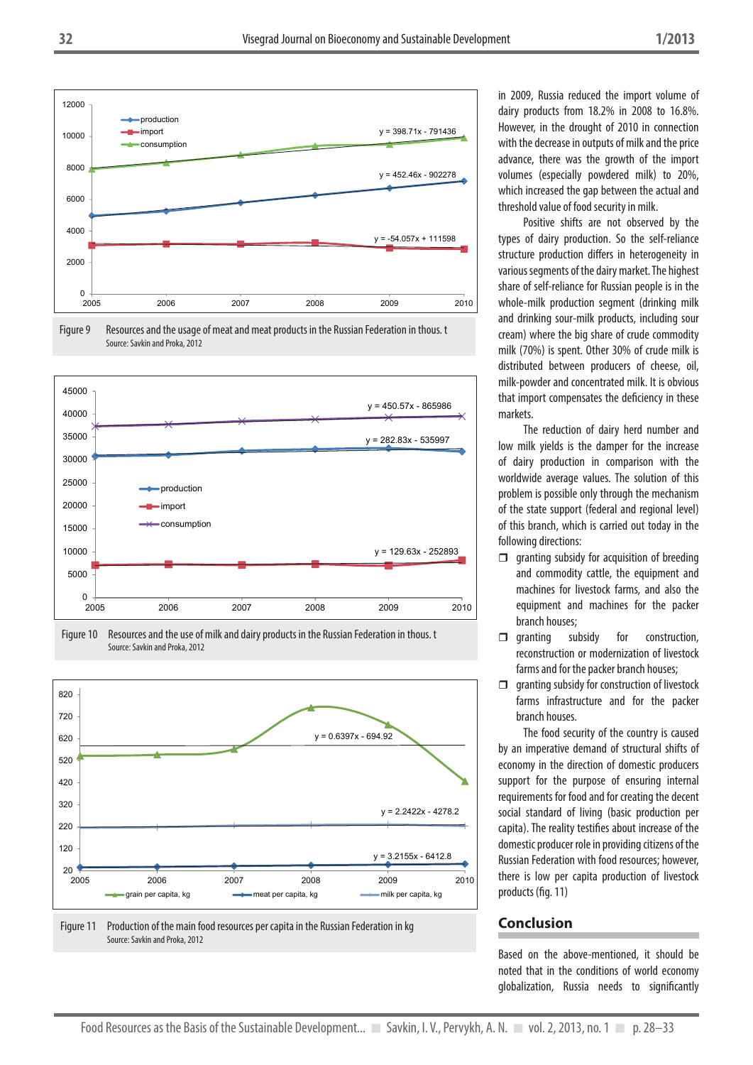Figure 9 Resources and the usage of meat and meat products in the Russian Federation in thous. t
Source: Savkin and Proka, 2012

Figure 10 Resources and the use of milk and dairy products in the Russian Federation in thous. t
Source: Savkin and Proka, 2012

Figure 11 Production of the main food resources per capita in the Russian Federation in kg
Source: Savkin and Proka, 2012

in 2009, Russia reduced the import volume of dairy products from 18.2% in 2008 to 16.8%. However, in the drought of 2010 in connection with the decrease in outputs of milk and the price advance, there was the growth of the import volumes (especially powdered milk) to 20%, which increased the gap between the actual and threshold value of food security in milk.

Positive shifts are not observed by the types of dairy production. So the self-reliance structure production differs in heterogeneity in various segments of the dairy market. The highest share of self-reliance for Russian people is in the whole-milk production segment (drinking milk and drinking sour-milk products, including sour cream) where the big share of crude commodity milk (70%) is spent. Other 30% of crude milk is distributed between producers of cheese, oil, milk-powder and concentrated milk. It is obvious that import compensates the deficiency in these markets.

The reduction of dairy herd number and low milk yields is the damper for the increase of dairy production in comparison with the worldwide average values. The solution of this problem is possible only through the mechanism of the state support (federal and regional level) of this branch, which is carried out today in the following directions:

- granting subsidy for acquisition of breeding and commodity cattle, the equipment and machines for livestock farms, and also the equipment and machines for the packer branch houses;
- granting subsidy for construction, reconstruction or modernization of livestock farms and for the packer branch houses;
- granting subsidy for construction of livestock farms infrastructure and for the packer branch houses.

The food security of the country is caused by an imperative demand of structural shifts of economy in the direction of domestic producers support for the purpose of ensuring internal requirements for food and for creating the decent social standard of living (basic production per capita). The reality testifies about increase of the domestic producer role in providing citizens of the Russian Federation with food resources; however, there is low per capita production of livestock products (fig. 11)

## Conclusion

Based on the above-mentioned, it should be noted that in the conditions of world economy globalization, Russia needs to significantly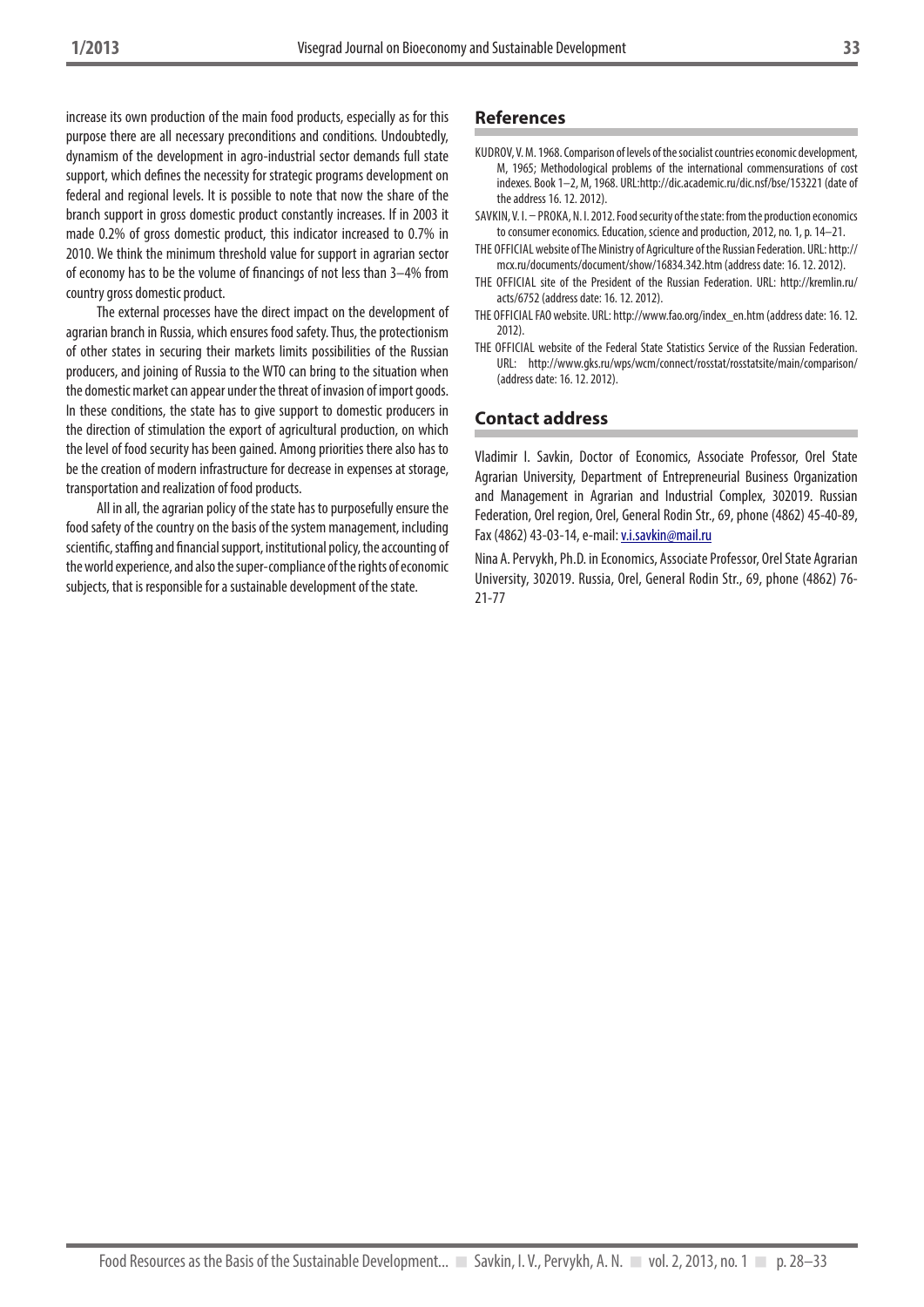increase its own production of the main food products, especially as for this purpose there are all necessary preconditions and conditions. Undoubtedly, dynamism of the development in agro-industrial sector demands full state support, which defines the necessity for strategic programs development on federal and regional levels. It is possible to note that now the share of the branch support in gross domestic product constantly increases. If in 2003 it made 0.2% of gross domestic product, this indicator increased to 0.7% in 2010. We think the minimum threshold value for support in agrarian sector of economy has to be the volume of financings of not less than 3–4% from country gross domestic product.

The external processes have the direct impact on the development of agrarian branch in Russia, which ensures food safety. Thus, the protectionism of other states in securing their markets limits possibilities of the Russian producers, and joining of Russia to the WTO can bring to the situation when the domestic market can appear under the threat of invasion of import goods. In these conditions, the state has to give support to domestic producers in the direction of stimulation the export of agricultural production, on which the level of food security has been gained. Among priorities there also has to be the creation of modern infrastructure for decrease in expenses at storage, transportation and realization of food products.

All in all, the agrarian policy of the state has to purposefully ensure the food safety of the country on the basis of the system management, including scientific, staffing and financial support, institutional policy, the accounting of the world experience, and also the super-compliance of the rights of economic subjects, that is responsible for a sustainable development of the state.

## References

KUDROV, V. M. 1968. Comparison of levels of the socialist countries economic development, M, 1965; Methodological problems of the international commensurations of cost indexes. Book 1–2, M, 1968. URL:http://dic.academic.ru/dic.nsf/bse/153221 (date of the address 16. 12. 2012).

SAVKIN, V. I. – PROKA, N. I. 2012. Food security of the state: from the production economics to consumer economics. Education, science and production, 2012, no. 1, p. 14–21.

THE OFFICIAL website of The Ministry of Agriculture of the Russian Federation. URL: http://mcx.ru/documents/document/show/16834.342.htm (address date: 16. 12. 2012).

THE OFFICIAL site of the President of the Russian Federation. URL: http://kremlin.ru/acts/6752 (address date: 16. 12. 2012).

THE OFFICIAL FAO website. URL: http://www.fao.org/index_en.htm (address date: 16. 12. 2012).

THE OFFICIAL website of the Federal State Statistics Service of the Russian Federation. URL: http://www.gks.ru/wps/wcm/connect/rosstat/rosstatsite/main/comparison/ (address date: 16. 12. 2012).

## Contact address

Vladimir I. Savkin, Doctor of Economics, Associate Professor, Orel State Agrarian University, Department of Entrepreneurial Business Organization and Management in Agrarian and Industrial Complex, 302019. Russian Federation, Orel region, Orel, General Rodin Str., 69, phone (4862) 45-40-89, Fax (4862) 43-03-14, e-mail: v.i.savkin@mail.ru

Nina A. Pervykh, Ph.D. in Economics, Associate Professor, Orel State Agrarian University, 302019. Russia, Orel, General Rodin Str., 69, phone (4862) 76-21-77